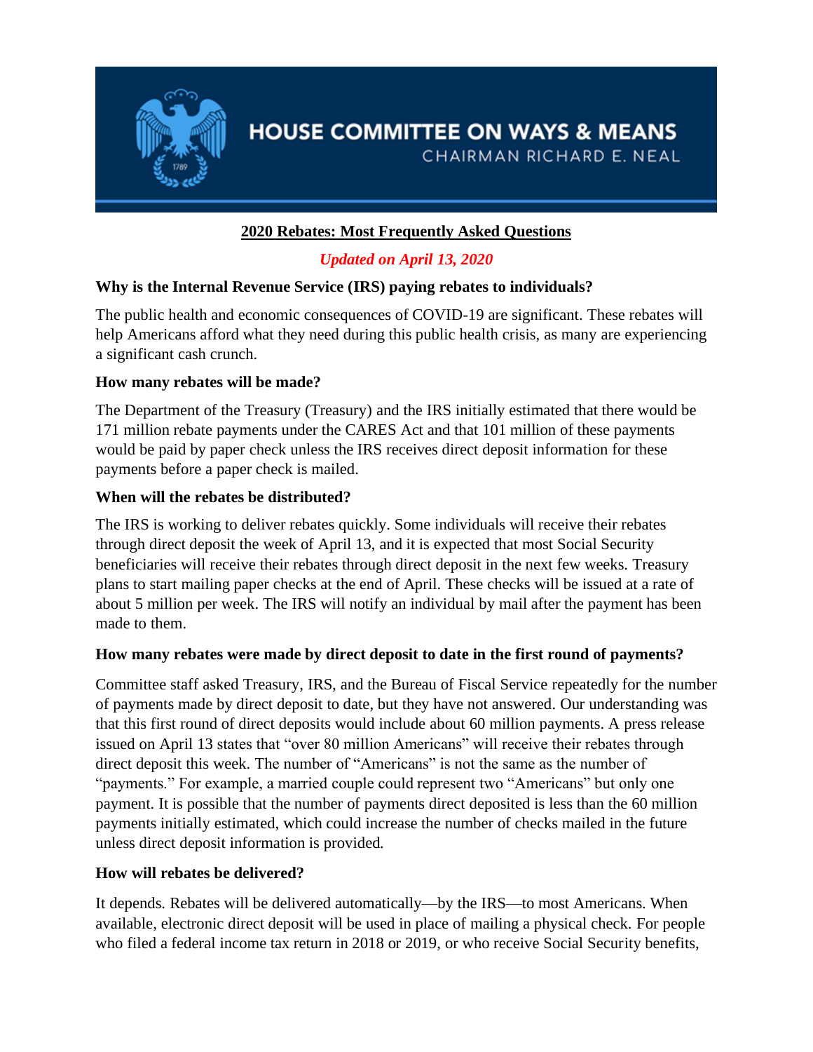# HOUSE COMMITTEE ON WAYS & MEANS

CHAIRMAN RICHARD E. NEAL

## 2020 Rebates: Most Frequently Asked Questions

*Updated on April 13, 2020*

**Why is the Internal Revenue Service (IRS) paying rebates to individuals?**

The public health and economic consequences of COVID-19 are significant. These rebates will help Americans afford what they need during this public health crisis, as many are experiencing a significant cash crunch.

**How many rebates will be made?**

The Department of the Treasury (Treasury) and the IRS initially estimated that there would be 171 million rebate payments under the CARES Act and that 101 million of these payments would be paid by paper check unless the IRS receives direct deposit information for these payments before a paper check is mailed.

**When will the rebates be distributed?**

The IRS is working to deliver rebates quickly. Some individuals will receive their rebates through direct deposit the week of April 13, and it is expected that most Social Security beneficiaries will receive their rebates through direct deposit in the next few weeks. Treasury plans to start mailing paper checks at the end of April. These checks will be issued at a rate of about 5 million per week. The IRS will notify an individual by mail after the payment has been made to them.

**How many rebates were made by direct deposit to date in the first round of payments?**

Committee staff asked Treasury, IRS, and the Bureau of Fiscal Service repeatedly for the number of payments made by direct deposit to date, but they have not answered. Our understanding was that this first round of direct deposits would include about 60 million payments. A press release issued on April 13 states that "over 80 million Americans" will receive their rebates through direct deposit this week. The number of "Americans" is not the same as the number of "payments." For example, a married couple could represent two "Americans" but only one payment. It is possible that the number of payments direct deposited is less than the 60 million payments initially estimated, which could increase the number of checks mailed in the future unless direct deposit information is provided.

**How will rebates be delivered?**

It depends. Rebates will be delivered automatically—by the IRS—to most Americans. When available, electronic direct deposit will be used in place of mailing a physical check. For people who filed a federal income tax return in 2018 or 2019, or who receive Social Security benefits,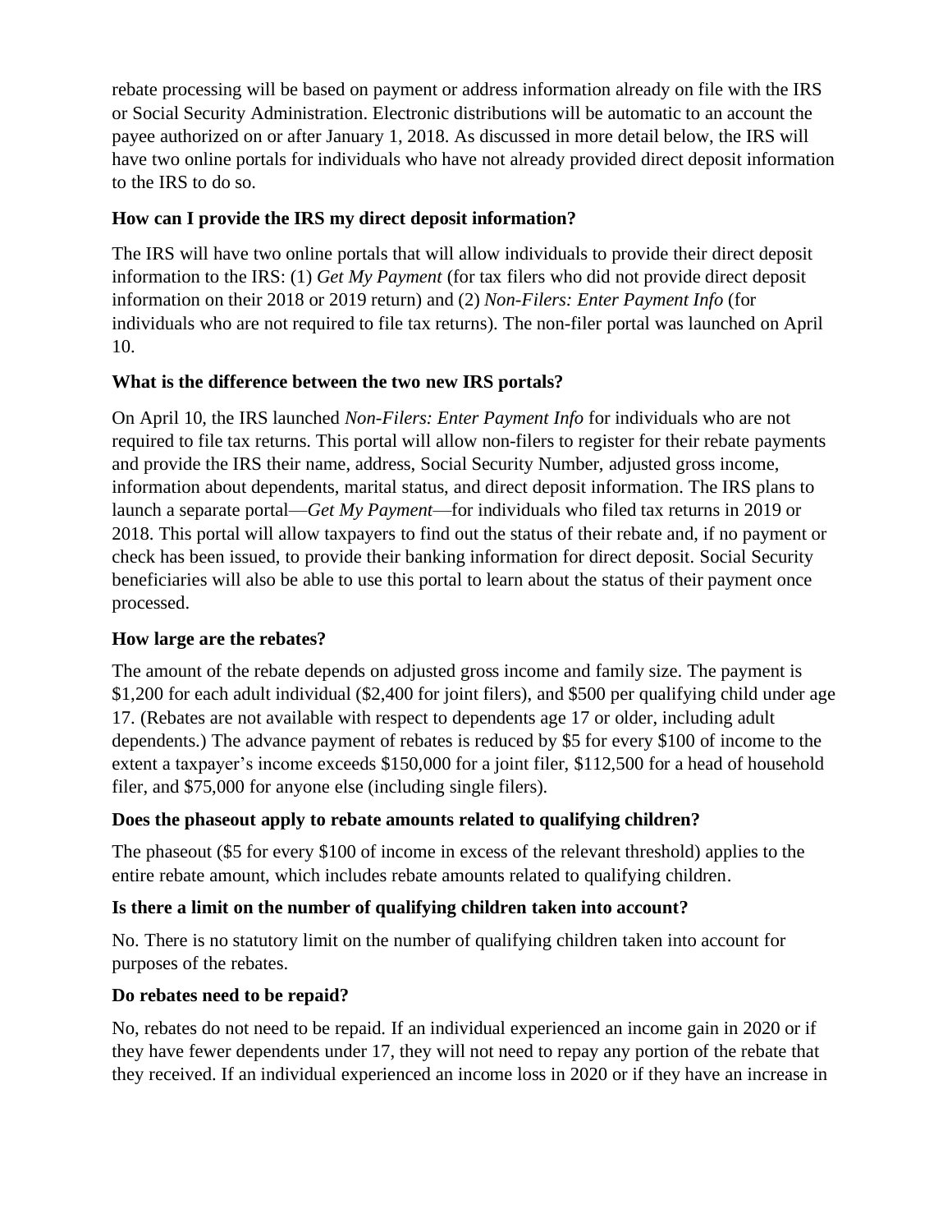rebate processing will be based on payment or address information already on file with the IRS or Social Security Administration. Electronic distributions will be automatic to an account the payee authorized on or after January 1, 2018. As discussed in more detail below, the IRS will have two online portals for individuals who have not already provided direct deposit information to the IRS to do so.

**How can I provide the IRS my direct deposit information?**

The IRS will have two online portals that will allow individuals to provide their direct deposit information to the IRS: (1) *Get My Payment* (for tax filers who did not provide direct deposit information on their 2018 or 2019 return) and (2) *Non-Filers: Enter Payment Info* (for individuals who are not required to file tax returns). The non-filer portal was launched on April 10.

**What is the difference between the two new IRS portals?**

On April 10, the IRS launched *Non-Filers: Enter Payment Info* for individuals who are not required to file tax returns. This portal will allow non-filers to register for their rebate payments and provide the IRS their name, address, Social Security Number, adjusted gross income, information about dependents, marital status, and direct deposit information. The IRS plans to launch a separate portal—*Get My Payment*—for individuals who filed tax returns in 2019 or 2018. This portal will allow taxpayers to find out the status of their rebate and, if no payment or check has been issued, to provide their banking information for direct deposit. Social Security beneficiaries will also be able to use this portal to learn about the status of their payment once processed.

**How large are the rebates?**

The amount of the rebate depends on adjusted gross income and family size. The payment is $1,200 for each adult individual ($2,400 for joint filers), and $500 per qualifying child under age 17. (Rebates are not available with respect to dependents age 17 or older, including adult dependents.) The advance payment of rebates is reduced by $5 for every $100 of income to the extent a taxpayer's income exceeds $150,000 for a joint filer, $112,500 for a head of household filer, and $75,000 for anyone else (including single filers).

**Does the phaseout apply to rebate amounts related to qualifying children?**

The phaseout ($5 for every $100 of income in excess of the relevant threshold) applies to the entire rebate amount, which includes rebate amounts related to qualifying children.

**Is there a limit on the number of qualifying children taken into account?**

No. There is no statutory limit on the number of qualifying children taken into account for purposes of the rebates.

**Do rebates need to be repaid?**

No, rebates do not need to be repaid. If an individual experienced an income gain in 2020 or if they have fewer dependents under 17, they will not need to repay any portion of the rebate that they received. If an individual experienced an income loss in 2020 or if they have an increase in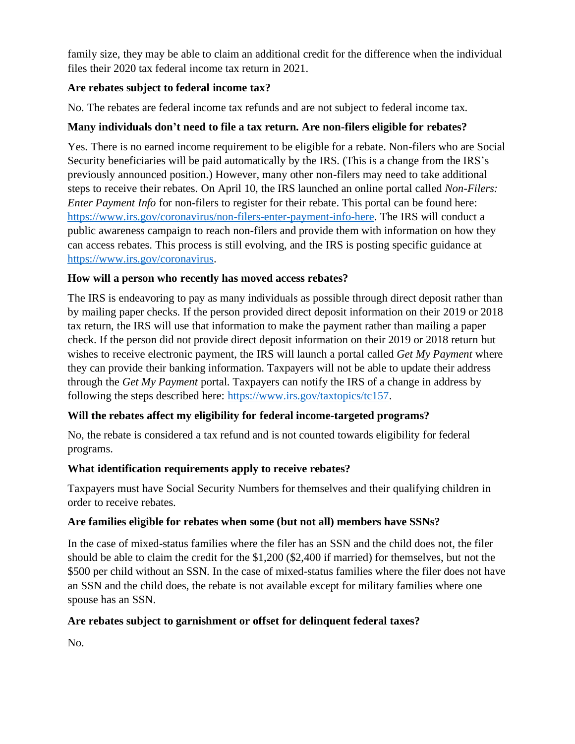family size, they may be able to claim an additional credit for the difference when the individual files their 2020 tax federal income tax return in 2021.

**Are rebates subject to federal income tax?**

No. The rebates are federal income tax refunds and are not subject to federal income tax.

**Many individuals don't need to file a tax return. Are non-filers eligible for rebates?**

Yes. There is no earned income requirement to be eligible for a rebate. Non-filers who are Social Security beneficiaries will be paid automatically by the IRS. (This is a change from the IRS's previously announced position.) However, many other non-filers may need to take additional steps to receive their rebates. On April 10, the IRS launched an online portal called *Non-Filers: Enter Payment Info* for non-filers to register for their rebate. This portal can be found here: https://www.irs.gov/coronavirus/non-filers-enter-payment-info-here. The IRS will conduct a public awareness campaign to reach non-filers and provide them with information on how they can access rebates. This process is still evolving, and the IRS is posting specific guidance at https://www.irs.gov/coronavirus.

**How will a person who recently has moved access rebates?**

The IRS is endeavoring to pay as many individuals as possible through direct deposit rather than by mailing paper checks. If the person provided direct deposit information on their 2019 or 2018 tax return, the IRS will use that information to make the payment rather than mailing a paper check. If the person did not provide direct deposit information on their 2019 or 2018 return but wishes to receive electronic payment, the IRS will launch a portal called *Get My Payment* where they can provide their banking information. Taxpayers will not be able to update their address through the *Get My Payment* portal. Taxpayers can notify the IRS of a change in address by following the steps described here: https://www.irs.gov/taxtopics/tc157.

**Will the rebates affect my eligibility for federal income-targeted programs?**

No, the rebate is considered a tax refund and is not counted towards eligibility for federal programs.

**What identification requirements apply to receive rebates?**

Taxpayers must have Social Security Numbers for themselves and their qualifying children in order to receive rebates.

**Are families eligible for rebates when some (but not all) members have SSNs?**

In the case of mixed-status families where the filer has an SSN and the child does not, the filer should be able to claim the credit for the $1,200 ($2,400 if married) for themselves, but not the $500 per child without an SSN. In the case of mixed-status families where the filer does not have an SSN and the child does, the rebate is not available except for military families where one spouse has an SSN.

**Are rebates subject to garnishment or offset for delinquent federal taxes?**

No.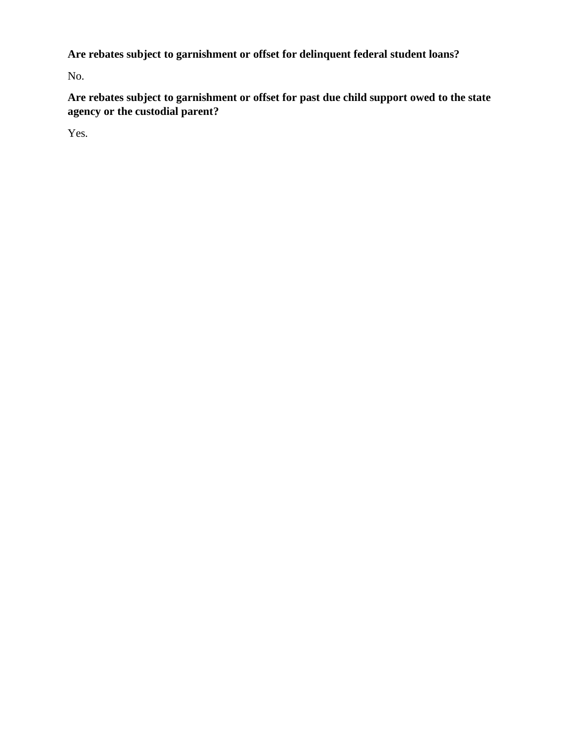**Are rebates subject to garnishment or offset for delinquent federal student loans?**

No.

**Are rebates subject to garnishment or offset for past due child support owed to the state agency or the custodial parent?**

Yes.